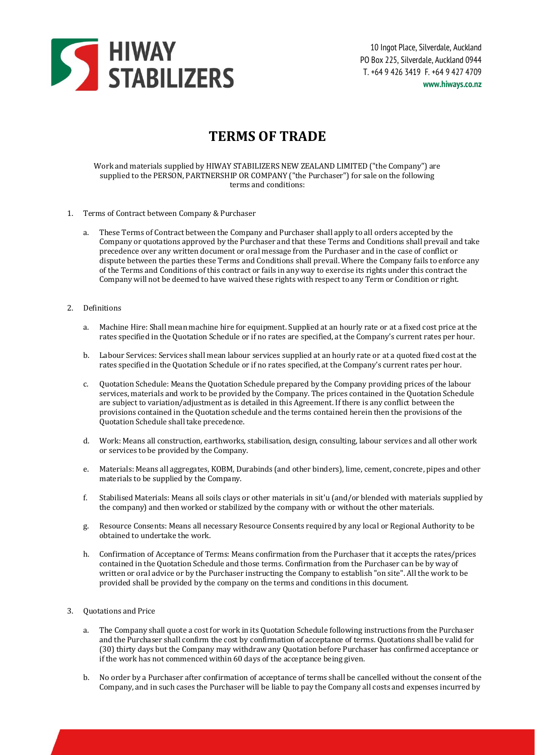HIWAY STABILIZERS

10 Ingot Place, Silverdale, Auckland
PO Box 225, Silverdale, Auckland 0944
T. +64 9 426 3419 F. +64 9 427 4709
www.hiways.co.nz

# TERMS OF TRADE

Work and materials supplied by HIWAY STABILIZERS NEW ZEALAND LIMITED ("the Company") are supplied to the PERSON, PARTNERSHIP OR COMPANY ("the Purchaser") for sale on the following terms and conditions:

1. Terms of Contract between Company & Purchaser

    a. These Terms of Contract between the Company and Purchaser shall apply to all orders accepted by the Company or quotations approved by the Purchaser and that these Terms and Conditions shall prevail and take precedence over any written document or oral message from the Purchaser and in the case of conflict or dispute between the parties these Terms and Conditions shall prevail. Where the Company fails to enforce any of the Terms and Conditions of this contract or fails in any way to exercise its rights under this contract the Company will not be deemed to have waived these rights with respect to any Term or Condition or right.

2. Definitions

    a. Machine Hire: Shall mean machine hire for equipment. Supplied at an hourly rate or at a fixed cost price at the rates specified in the Quotation Schedule or if no rates are specified, at the Company's current rates per hour.

    b. Labour Services: Services shall mean labour services supplied at an hourly rate or at a quoted fixed cost at the rates specified in the Quotation Schedule or if no rates specified, at the Company's current rates per hour.

    c. Quotation Schedule: Means the Quotation Schedule prepared by the Company providing prices of the labour services, materials and work to be provided by the Company. The prices contained in the Quotation Schedule are subject to variation/adjustment as is detailed in this Agreement. If there is any conflict between the provisions contained in the Quotation schedule and the terms contained herein then the provisions of the Quotation Schedule shall take precedence.

    d. Work: Means all construction, earthworks, stabilisation, design, consulting, labour services and all other work or services to be provided by the Company.

    e. Materials: Means all aggregates, KOBM, Durabinds (and other binders), lime, cement, concrete, pipes and other materials to be supplied by the Company.

    f. Stabilised Materials: Means all soils clays or other materials in sit'u (and/or blended with materials supplied by the company) and then worked or stabilized by the company with or without the other materials.

    g. Resource Consents: Means all necessary Resource Consents required by any local or Regional Authority to be obtained to undertake the work.

    h. Confirmation of Acceptance of Terms: Means confirmation from the Purchaser that it accepts the rates/prices contained in the Quotation Schedule and those terms. Confirmation from the Purchaser can be by way of written or oral advice or by the Purchaser instructing the Company to establish "on site". All the work to be provided shall be provided by the company on the terms and conditions in this document.

3. Quotations and Price

    a. The Company shall quote a cost for work in its Quotation Schedule following instructions from the Purchaser and the Purchaser shall confirm the cost by confirmation of acceptance of terms. Quotations shall be valid for (30) thirty days but the Company may withdraw any Quotation before Purchaser has confirmed acceptance or if the work has not commenced within 60 days of the acceptance being given.

    b. No order by a Purchaser after confirmation of acceptance of terms shall be cancelled without the consent of the Company, and in such cases the Purchaser will be liable to pay the Company all costs and expenses incurred by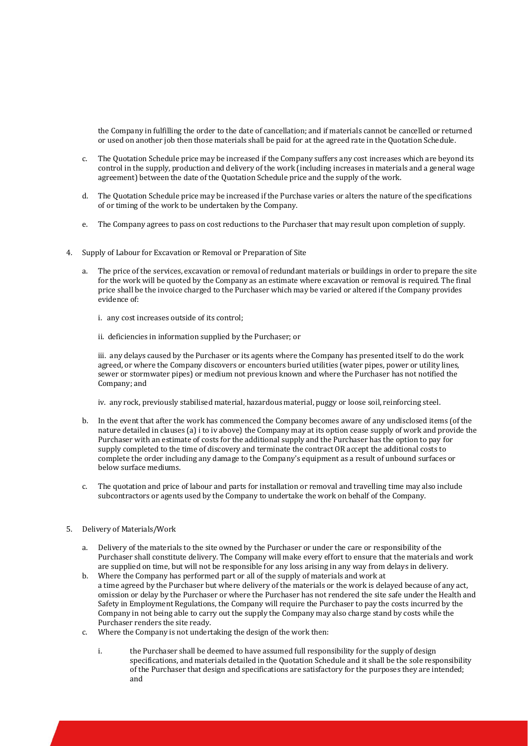the Company in fulfilling the order to the date of cancellation; and if materials cannot be cancelled or returned or used on another job then those materials shall be paid for at the agreed rate in the Quotation Schedule.

c. The Quotation Schedule price may be increased if the Company suffers any cost increases which are beyond its control in the supply, production and delivery of the work (including increases in materials and a general wage agreement) between the date of the Quotation Schedule price and the supply of the work.

d. The Quotation Schedule price may be increased if the Purchase varies or alters the nature of the specifications of or timing of the work to be undertaken by the Company.

e. The Company agrees to pass on cost reductions to the Purchaser that may result upon completion of supply.

4. Supply of Labour for Excavation or Removal or Preparation of Site

   a. The price of the services, excavation or removal of redundant materials or buildings in order to prepare the site for the work will be quoted by the Company as an estimate where excavation or removal is required. The final price shall be the invoice charged to the Purchaser which may be varied or altered if the Company provides evidence of:

      i. any cost increases outside of its control;

      ii. deficiencies in information supplied by the Purchaser; or

      iii. any delays caused by the Purchaser or its agents where the Company has presented itself to do the work agreed, or where the Company discovers or encounters buried utilities (water pipes, power or utility lines, sewer or stormwater pipes) or medium not previous known and where the Purchaser has not notified the Company; and

      iv. any rock, previously stabilised material, hazardous material, puggy or loose soil, reinforcing steel.

   b. In the event that after the work has commenced the Company becomes aware of any undisclosed items (of the nature detailed in clauses (a) i to iv above) the Company may at its option cease supply of work and provide the Purchaser with an estimate of costs for the additional supply and the Purchaser has the option to pay for supply completed to the time of discovery and terminate the contract OR accept the additional costs to complete the order including any damage to the Company's equipment as a result of unbound surfaces or below surface mediums.

   c. The quotation and price of labour and parts for installation or removal and travelling time may also include subcontractors or agents used by the Company to undertake the work on behalf of the Company.

5. Delivery of Materials/Work

   a. Delivery of the materials to the site owned by the Purchaser or under the care or responsibility of the Purchaser shall constitute delivery. The Company will make every effort to ensure that the materials and work are supplied on time, but will not be responsible for any loss arising in any way from delays in delivery.

   b. Where the Company has performed part or all of the supply of materials and work at a time agreed by the Purchaser but where delivery of the materials or the work is delayed because of any act, omission or delay by the Purchaser or where the Purchaser has not rendered the site safe under the Health and Safety in Employment Regulations, the Company will require the Purchaser to pay the costs incurred by the Company in not being able to carry out the supply the Company may also charge stand by costs while the Purchaser renders the site ready.

   c. Where the Company is not undertaking the design of the work then:

      i. the Purchaser shall be deemed to have assumed full responsibility for the supply of design specifications, and materials detailed in the Quotation Schedule and it shall be the sole responsibility of the Purchaser that design and specifications are satisfactory for the purposes they are intended; and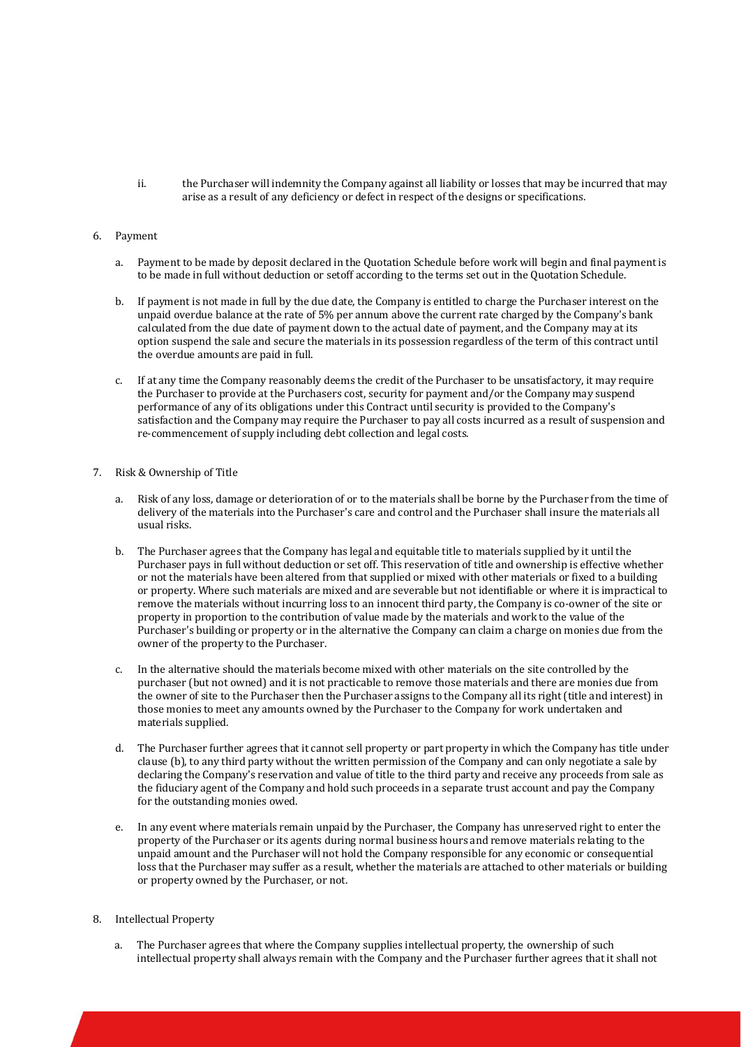ii. the Purchaser will indemnity the Company against all liability or losses that may be incurred that may arise as a result of any deficiency or defect in respect of the designs or specifications.

6. Payment

   a. Payment to be made by deposit declared in the Quotation Schedule before work will begin and final payment is to be made in full without deduction or setoff according to the terms set out in the Quotation Schedule.

   b. If payment is not made in full by the due date, the Company is entitled to charge the Purchaser interest on the unpaid overdue balance at the rate of 5% per annum above the current rate charged by the Company's bank calculated from the due date of payment down to the actual date of payment, and the Company may at its option suspend the sale and secure the materials in its possession regardless of the term of this contract until the overdue amounts are paid in full.

   c. If at any time the Company reasonably deems the credit of the Purchaser to be unsatisfactory, it may require the Purchaser to provide at the Purchasers cost, security for payment and/or the Company may suspend performance of any of its obligations under this Contract until security is provided to the Company's satisfaction and the Company may require the Purchaser to pay all costs incurred as a result of suspension and re-commencement of supply including debt collection and legal costs.

7. Risk & Ownership of Title

   a. Risk of any loss, damage or deterioration of or to the materials shall be borne by the Purchaser from the time of delivery of the materials into the Purchaser's care and control and the Purchaser shall insure the materials all usual risks.

   b. The Purchaser agrees that the Company has legal and equitable title to materials supplied by it until the Purchaser pays in full without deduction or set off. This reservation of title and ownership is effective whether or not the materials have been altered from that supplied or mixed with other materials or fixed to a building or property. Where such materials are mixed and are severable but not identifiable or where it is impractical to remove the materials without incurring loss to an innocent third party, the Company is co-owner of the site or property in proportion to the contribution of value made by the materials and work to the value of the Purchaser's building or property or in the alternative the Company can claim a charge on monies due from the owner of the property to the Purchaser.

   c. In the alternative should the materials become mixed with other materials on the site controlled by the purchaser (but not owned) and it is not practicable to remove those materials and there are monies due from the owner of site to the Purchaser then the Purchaser assigns to the Company all its right (title and interest) in those monies to meet any amounts owned by the Purchaser to the Company for work undertaken and materials supplied.

   d. The Purchaser further agrees that it cannot sell property or part property in which the Company has title under clause (b), to any third party without the written permission of the Company and can only negotiate a sale by declaring the Company's reservation and value of title to the third party and receive any proceeds from sale as the fiduciary agent of the Company and hold such proceeds in a separate trust account and pay the Company for the outstanding monies owed.

   e. In any event where materials remain unpaid by the Purchaser, the Company has unreserved right to enter the property of the Purchaser or its agents during normal business hours and remove materials relating to the unpaid amount and the Purchaser will not hold the Company responsible for any economic or consequential loss that the Purchaser may suffer as a result, whether the materials are attached to other materials or building or property owned by the Purchaser, or not.

8. Intellectual Property

   a. The Purchaser agrees that where the Company supplies intellectual property, the ownership of such intellectual property shall always remain with the Company and the Purchaser further agrees that it shall not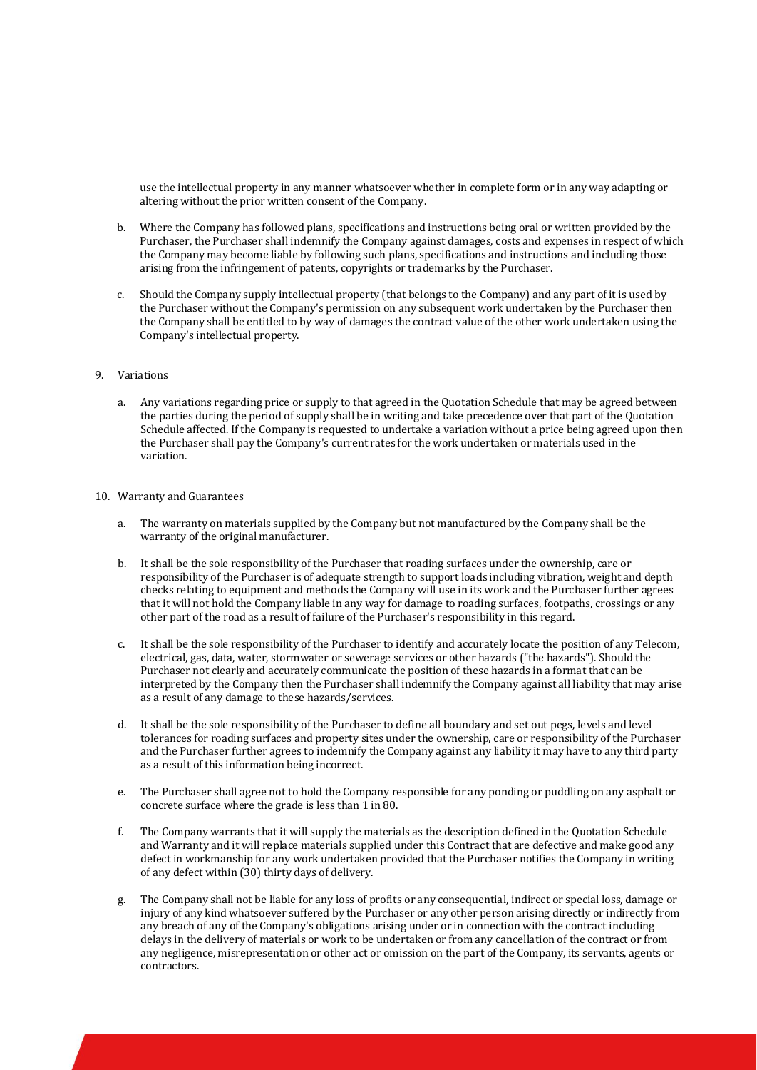use the intellectual property in any manner whatsoever whether in complete form or in any way adapting or altering without the prior written consent of the Company.

b. Where the Company has followed plans, specifications and instructions being oral or written provided by the Purchaser, the Purchaser shall indemnify the Company against damages, costs and expenses in respect of which the Company may become liable by following such plans, specifications and instructions and including those arising from the infringement of patents, copyrights or trademarks by the Purchaser.

c. Should the Company supply intellectual property (that belongs to the Company) and any part of it is used by the Purchaser without the Company's permission on any subsequent work undertaken by the Purchaser then the Company shall be entitled to by way of damages the contract value of the other work undertaken using the Company's intellectual property.

9. Variations

a. Any variations regarding price or supply to that agreed in the Quotation Schedule that may be agreed between the parties during the period of supply shall be in writing and take precedence over that part of the Quotation Schedule affected. If the Company is requested to undertake a variation without a price being agreed upon then the Purchaser shall pay the Company's current rates for the work undertaken or materials used in the variation.

10. Warranty and Guarantees

a. The warranty on materials supplied by the Company but not manufactured by the Company shall be the warranty of the original manufacturer.

b. It shall be the sole responsibility of the Purchaser that roading surfaces under the ownership, care or responsibility of the Purchaser is of adequate strength to support loads including vibration, weight and depth checks relating to equipment and methods the Company will use in its work and the Purchaser further agrees that it will not hold the Company liable in any way for damage to roading surfaces, footpaths, crossings or any other part of the road as a result of failure of the Purchaser's responsibility in this regard.

c. It shall be the sole responsibility of the Purchaser to identify and accurately locate the position of any Telecom, electrical, gas, data, water, stormwater or sewerage services or other hazards ("the hazards"). Should the Purchaser not clearly and accurately communicate the position of these hazards in a format that can be interpreted by the Company then the Purchaser shall indemnify the Company against all liability that may arise as a result of any damage to these hazards/services.

d. It shall be the sole responsibility of the Purchaser to define all boundary and set out pegs, levels and level tolerances for roading surfaces and property sites under the ownership, care or responsibility of the Purchaser and the Purchaser further agrees to indemnify the Company against any liability it may have to any third party as a result of this information being incorrect.

e. The Purchaser shall agree not to hold the Company responsible for any ponding or puddling on any asphalt or concrete surface where the grade is less than 1 in 80.

f. The Company warrants that it will supply the materials as the description defined in the Quotation Schedule and Warranty and it will replace materials supplied under this Contract that are defective and make good any defect in workmanship for any work undertaken provided that the Purchaser notifies the Company in writing of any defect within (30) thirty days of delivery.

g. The Company shall not be liable for any loss of profits or any consequential, indirect or special loss, damage or injury of any kind whatsoever suffered by the Purchaser or any other person arising directly or indirectly from any breach of any of the Company's obligations arising under or in connection with the contract including delays in the delivery of materials or work to be undertaken or from any cancellation of the contract or from any negligence, misrepresentation or other act or omission on the part of the Company, its servants, agents or contractors.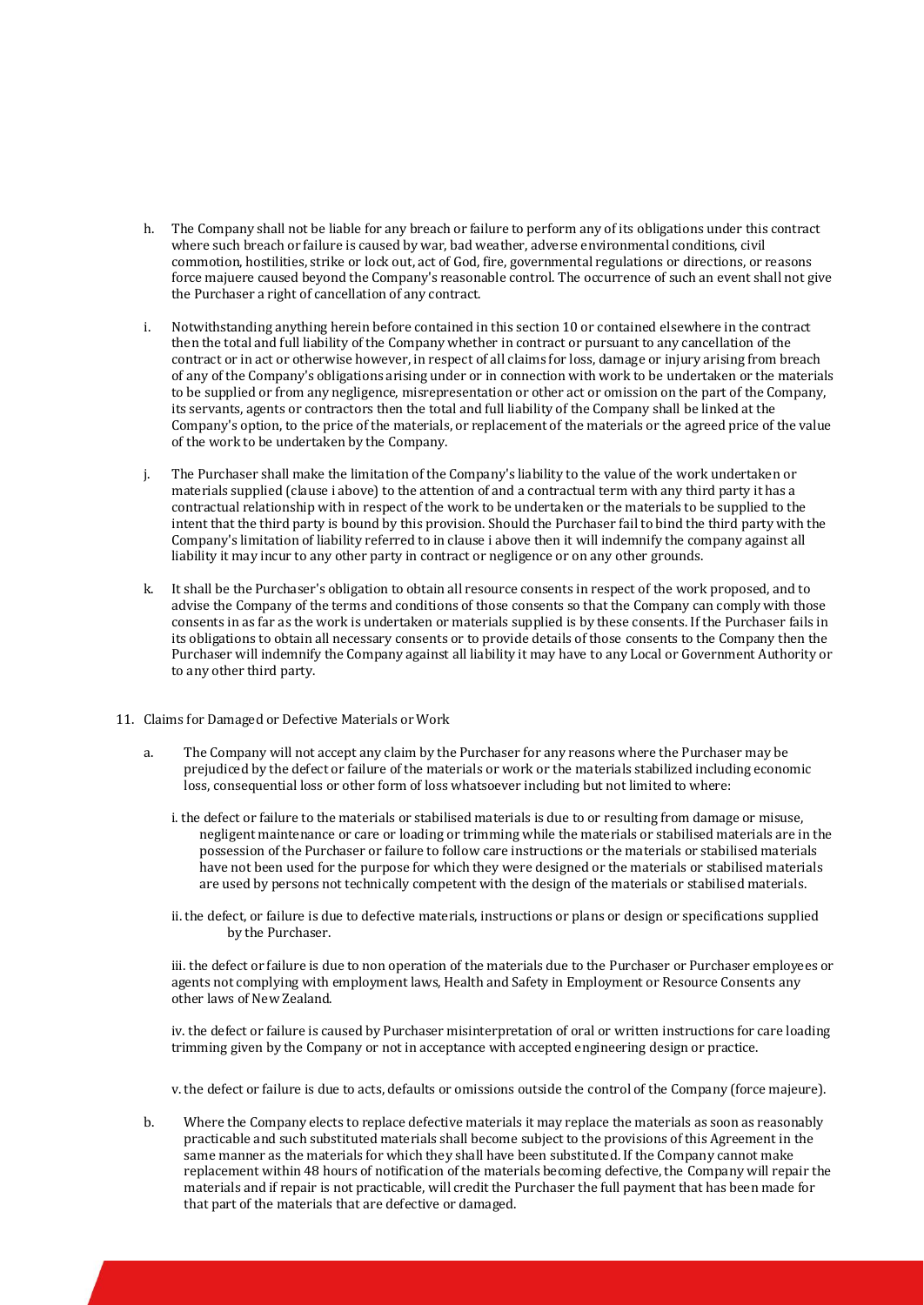h. The Company shall not be liable for any breach or failure to perform any of its obligations under this contract where such breach or failure is caused by war, bad weather, adverse environmental conditions, civil commotion, hostilities, strike or lock out, act of God, fire, governmental regulations or directions, or reasons force majuere caused beyond the Company's reasonable control. The occurrence of such an event shall not give the Purchaser a right of cancellation of any contract.

i. Notwithstanding anything herein before contained in this section 10 or contained elsewhere in the contract then the total and full liability of the Company whether in contract or pursuant to any cancellation of the contract or in act or otherwise however, in respect of all claims for loss, damage or injury arising from breach of any of the Company's obligations arising under or in connection with work to be undertaken or the materials to be supplied or from any negligence, misrepresentation or other act or omission on the part of the Company, its servants, agents or contractors then the total and full liability of the Company shall be linked at the Company's option, to the price of the materials, or replacement of the materials or the agreed price of the value of the work to be undertaken by the Company.

j. The Purchaser shall make the limitation of the Company's liability to the value of the work undertaken or materials supplied (clause i above) to the attention of and a contractual term with any third party it has a contractual relationship with in respect of the work to be undertaken or the materials to be supplied to the intent that the third party is bound by this provision. Should the Purchaser fail to bind the third party with the Company's limitation of liability referred to in clause i above then it will indemnify the company against all liability it may incur to any other party in contract or negligence or on any other grounds.

k. It shall be the Purchaser's obligation to obtain all resource consents in respect of the work proposed, and to advise the Company of the terms and conditions of those consents so that the Company can comply with those consents in as far as the work is undertaken or materials supplied is by these consents. If the Purchaser fails in its obligations to obtain all necessary consents or to provide details of those consents to the Company then the Purchaser will indemnify the Company against all liability it may have to any Local or Government Authority or to any other third party.

11. Claims for Damaged or Defective Materials or Work

a. The Company will not accept any claim by the Purchaser for any reasons where the Purchaser may be prejudiced by the defect or failure of the materials or work or the materials stabilized including economic loss, consequential loss or other form of loss whatsoever including but not limited to where:

i. the defect or failure to the materials or stabilised materials is due to or resulting from damage or misuse, negligent maintenance or care or loading or trimming while the materials or stabilised materials are in the possession of the Purchaser or failure to follow care instructions or the materials or stabilised materials have not been used for the purpose for which they were designed or the materials or stabilised materials are used by persons not technically competent with the design of the materials or stabilised materials.

ii. the defect, or failure is due to defective materials, instructions or plans or design or specifications supplied by the Purchaser.

iii. the defect or failure is due to non operation of the materials due to the Purchaser or Purchaser employees or agents not complying with employment laws, Health and Safety in Employment or Resource Consents any other laws of New Zealand.

iv. the defect or failure is caused by Purchaser misinterpretation of oral or written instructions for care loading trimming given by the Company or not in acceptance with accepted engineering design or practice.

v. the defect or failure is due to acts, defaults or omissions outside the control of the Company (force majeure).

b. Where the Company elects to replace defective materials it may replace the materials as soon as reasonably practicable and such substituted materials shall become subject to the provisions of this Agreement in the same manner as the materials for which they shall have been substituted. If the Company cannot make replacement within 48 hours of notification of the materials becoming defective, the Company will repair the materials and if repair is not practicable, will credit the Purchaser the full payment that has been made for that part of the materials that are defective or damaged.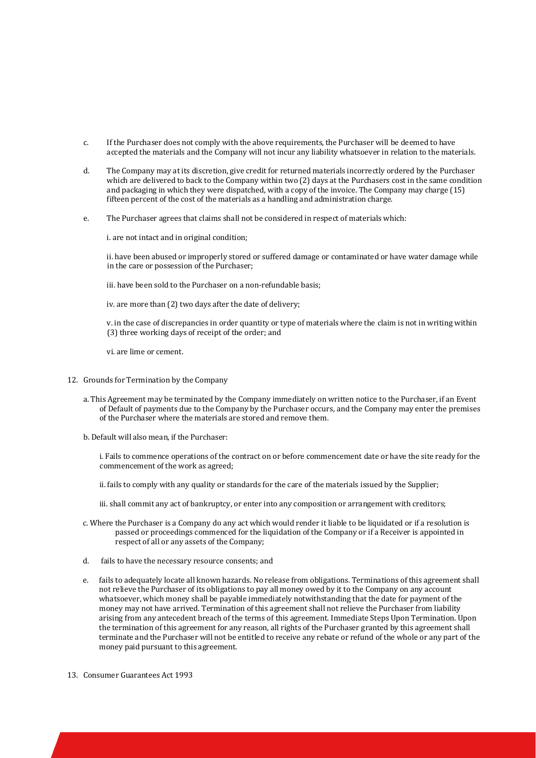c. If the Purchaser does not comply with the above requirements, the Purchaser will be deemed to have accepted the materials and the Company will not incur any liability whatsoever in relation to the materials.

d. The Company may at its discretion, give credit for returned materials incorrectly ordered by the Purchaser which are delivered to back to the Company within two (2) days at the Purchasers cost in the same condition and packaging in which they were dispatched, with a copy of the invoice. The Company may charge (15) fifteen percent of the cost of the materials as a handling and administration charge.

e. The Purchaser agrees that claims shall not be considered in respect of materials which:

i. are not intact and in original condition;

ii. have been abused or improperly stored or suffered damage or contaminated or have water damage while in the care or possession of the Purchaser;

iii. have been sold to the Purchaser on a non-refundable basis;

iv. are more than (2) two days after the date of delivery;

v. in the case of discrepancies in order quantity or type of materials where the claim is not in writing within (3) three working days of receipt of the order; and

vi. are lime or cement.

12. Grounds for Termination by the Company

a. This Agreement may be terminated by the Company immediately on written notice to the Purchaser, if an Event of Default of payments due to the Company by the Purchaser occurs, and the Company may enter the premises of the Purchaser where the materials are stored and remove them.

b. Default will also mean, if the Purchaser:

i. Fails to commence operations of the contract on or before commencement date or have the site ready for the commencement of the work as agreed;

ii. fails to comply with any quality or standards for the care of the materials issued by the Supplier;

iii. shall commit any act of bankruptcy, or enter into any composition or arrangement with creditors;

c. Where the Purchaser is a Company do any act which would render it liable to be liquidated or if a resolution is passed or proceedings commenced for the liquidation of the Company or if a Receiver is appointed in respect of all or any assets of the Company;

d. fails to have the necessary resource consents; and

e. fails to adequately locate all known hazards. No release from obligations. Terminations of this agreement shall not relieve the Purchaser of its obligations to pay all money owed by it to the Company on any account whatsoever, which money shall be payable immediately notwithstanding that the date for payment of the money may not have arrived. Termination of this agreement shall not relieve the Purchaser from liability arising from any antecedent breach of the terms of this agreement. Immediate Steps Upon Termination. Upon the termination of this agreement for any reason, all rights of the Purchaser granted by this agreement shall terminate and the Purchaser will not be entitled to receive any rebate or refund of the whole or any part of the money paid pursuant to this agreement.

13. Consumer Guarantees Act 1993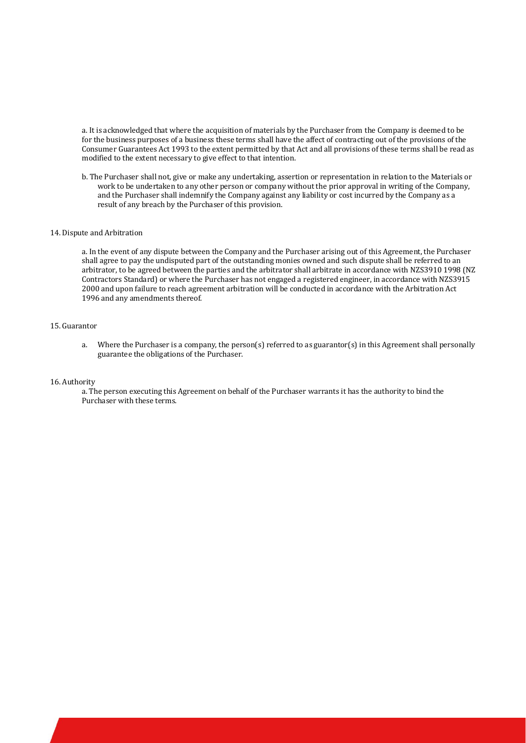a. It is acknowledged that where the acquisition of materials by the Purchaser from the Company is deemed to be for the business purposes of a business these terms shall have the affect of contracting out of the provisions of the Consumer Guarantees Act 1993 to the extent permitted by that Act and all provisions of these terms shall be read as modified to the extent necessary to give effect to that intention.

b. The Purchaser shall not, give or make any undertaking, assertion or representation in relation to the Materials or work to be undertaken to any other person or company without the prior approval in writing of the Company, and the Purchaser shall indemnify the Company against any liability or cost incurred by the Company as a result of any breach by the Purchaser of this provision.

14. Dispute and Arbitration

a. In the event of any dispute between the Company and the Purchaser arising out of this Agreement, the Purchaser shall agree to pay the undisputed part of the outstanding monies owned and such dispute shall be referred to an arbitrator, to be agreed between the parties and the arbitrator shall arbitrate in accordance with NZS3910 1998 (NZ Contractors Standard) or where the Purchaser has not engaged a registered engineer, in accordance with NZS3915 2000 and upon failure to reach agreement arbitration will be conducted in accordance with the Arbitration Act 1996 and any amendments thereof.

15. Guarantor

a. Where the Purchaser is a company, the person(s) referred to as guarantor(s) in this Agreement shall personally guarantee the obligations of the Purchaser.

16. Authority

a. The person executing this Agreement on behalf of the Purchaser warrants it has the authority to bind the Purchaser with these terms.